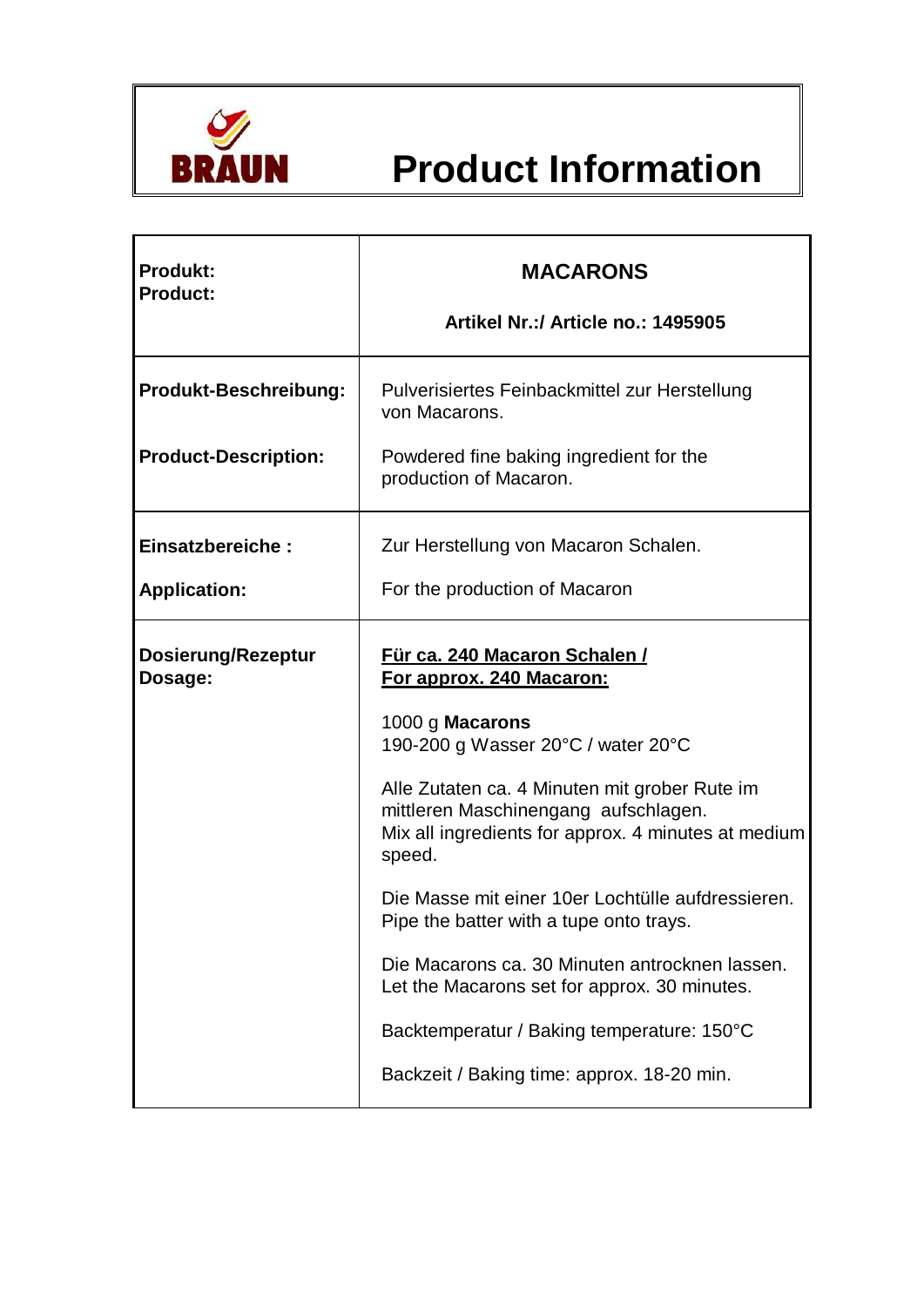**BRAUN**

# Product Information

| | |
|---|---|
| **Produkt:**<br>**Product:** | **MACARONS**<br><br>**Artikel Nr.:/ Article no.: 1495905** |
| **Produkt-Beschreibung:**<br><br>**Product-Description:** | Pulverisiertes Feinbackmittel zur Herstellung von Macarons.<br><br>Powdered fine baking ingredient for the production of Macaron. |
| **Einsatzbereiche :**<br><br>**Application:** | Zur Herstellung von Macaron Schalen.<br><br>For the production of Macaron |
| **Dosierung/Rezeptur**<br>**Dosage:** | **Für ca. 240 Macaron Schalen /**<br>**For approx. 240 Macaron:**<br><br>1000 g **Macarons**<br>190-200 g Wasser 20°C / water 20°C<br><br>Alle Zutaten ca. 4 Minuten mit grober Rute im mittleren Maschinengang aufschlagen.<br>Mix all ingredients for approx. 4 minutes at medium speed.<br><br>Die Masse mit einer 10er Lochtülle aufdressieren.<br>Pipe the batter with a tupe onto trays.<br><br>Die Macarons ca. 30 Minuten antrocknen lassen.<br>Let the Macarons set for approx. 30 minutes.<br><br>Backtemperatur / Baking temperature: 150°C<br><br>Backzeit / Baking time: approx. 18-20 min. |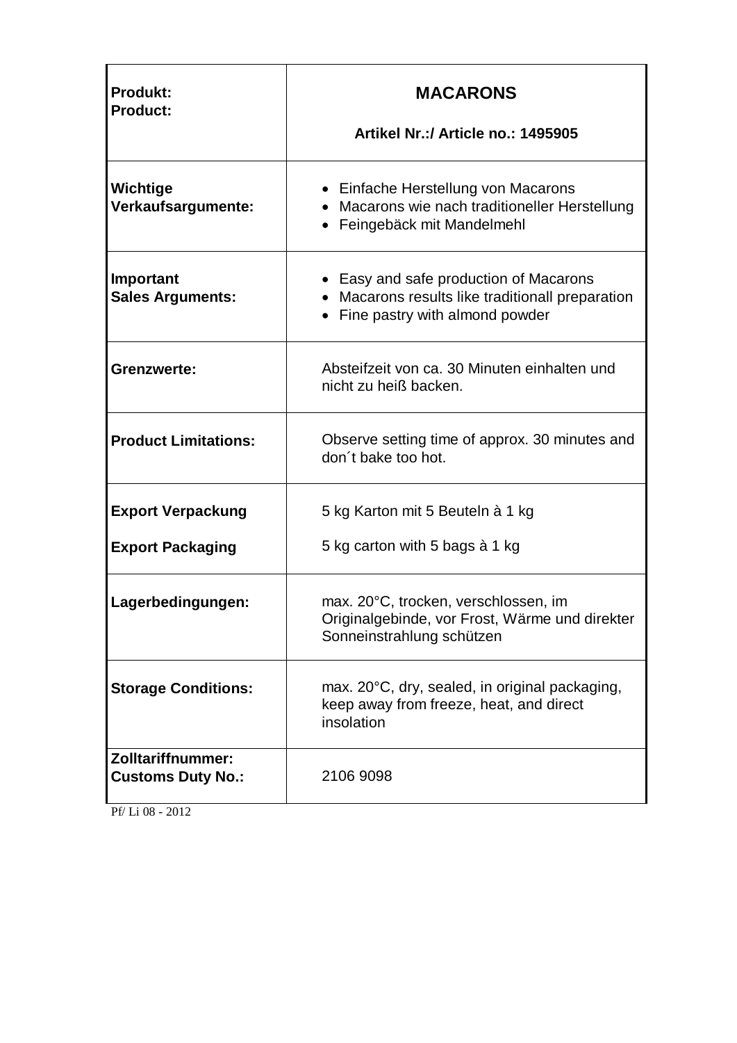| | |
|---|---|
| **Produkt:**<br>**Product:** | **MACARONS**<br><br>**Artikel Nr.:/ Article no.: 1495905** |
| **Wichtige Verkaufsargumente:** | • Einfache Herstellung von Macarons<br>• Macarons wie nach traditioneller Herstellung<br>• Feingebäck mit Mandelmehl |
| **Important Sales Arguments:** | • Easy and safe production of Macarons<br>• Macarons results like traditionall preparation<br>• Fine pastry with almond powder |
| **Grenzwerte:** | Absteifzeit von ca. 30 Minuten einhalten und nicht zu heiß backen. |
| **Product Limitations:** | Observe setting time of approx. 30 minutes and don´t bake too hot. |
| **Export Verpackung**<br><br>**Export Packaging** | 5 kg Karton mit 5 Beuteln à 1 kg<br><br>5 kg carton with 5 bags à 1 kg |
| **Lagerbedingungen:** | max. 20°C, trocken, verschlossen, im Originalgebinde, vor Frost, Wärme und direkter Sonneinstrahlung schützen |
| **Storage Conditions:** | max. 20°C, dry, sealed, in original packaging, keep away from freeze, heat, and direct insolation |
| **Zolltariffnummer:**<br>**Customs Duty No.:** | 2106 9098 |

Pf/ Li 08 - 2012